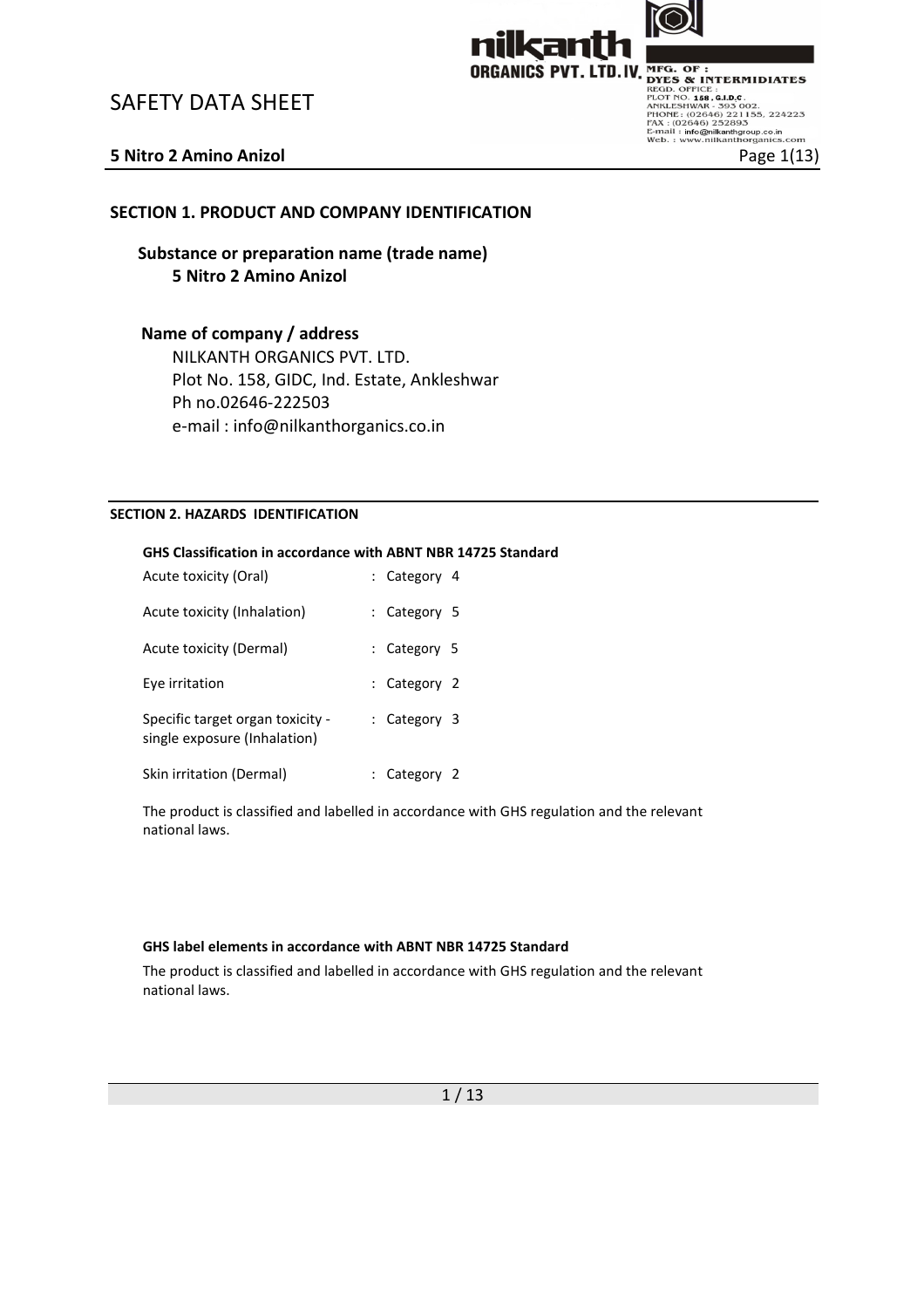# SAFETY DATA SHEET

**5 Nitro 2 Amino Anizol**

## SECTION 1. PRODUCT AND COMPANY IDENTIFICATION

### Substance or preparation name (trade name)

**5 Nitro 2 Amino Anizol**

### Name of company / address

NILKANTH ORGANICS PVT. LTD.
Plot No. 158, GIDC, Ind. Estate, Ankleshwar
Ph no.02646-222503
e-mail : info@nilkanthorganics.co.in

## SECTION 2. HAZARDS IDENTIFICATION

**GHS Classification in accordance with ABNT NBR 14725 Standard**

| | |
|---|---|
| Acute toxicity (Oral) | : Category 4 |
| Acute toxicity (Inhalation) | : Category 5 |
| Acute toxicity (Dermal) | : Category 5 |
| Eye irritation | : Category 2 |
| Specific target organ toxicity - single exposure (Inhalation) | : Category 3 |
| Skin irritation (Dermal) | : Category 2 |

The product is classified and labelled in accordance with GHS regulation and the relevant national laws.

**GHS label elements in accordance with ABNT NBR 14725 Standard**

The product is classified and labelled in accordance with GHS regulation and the relevant national laws.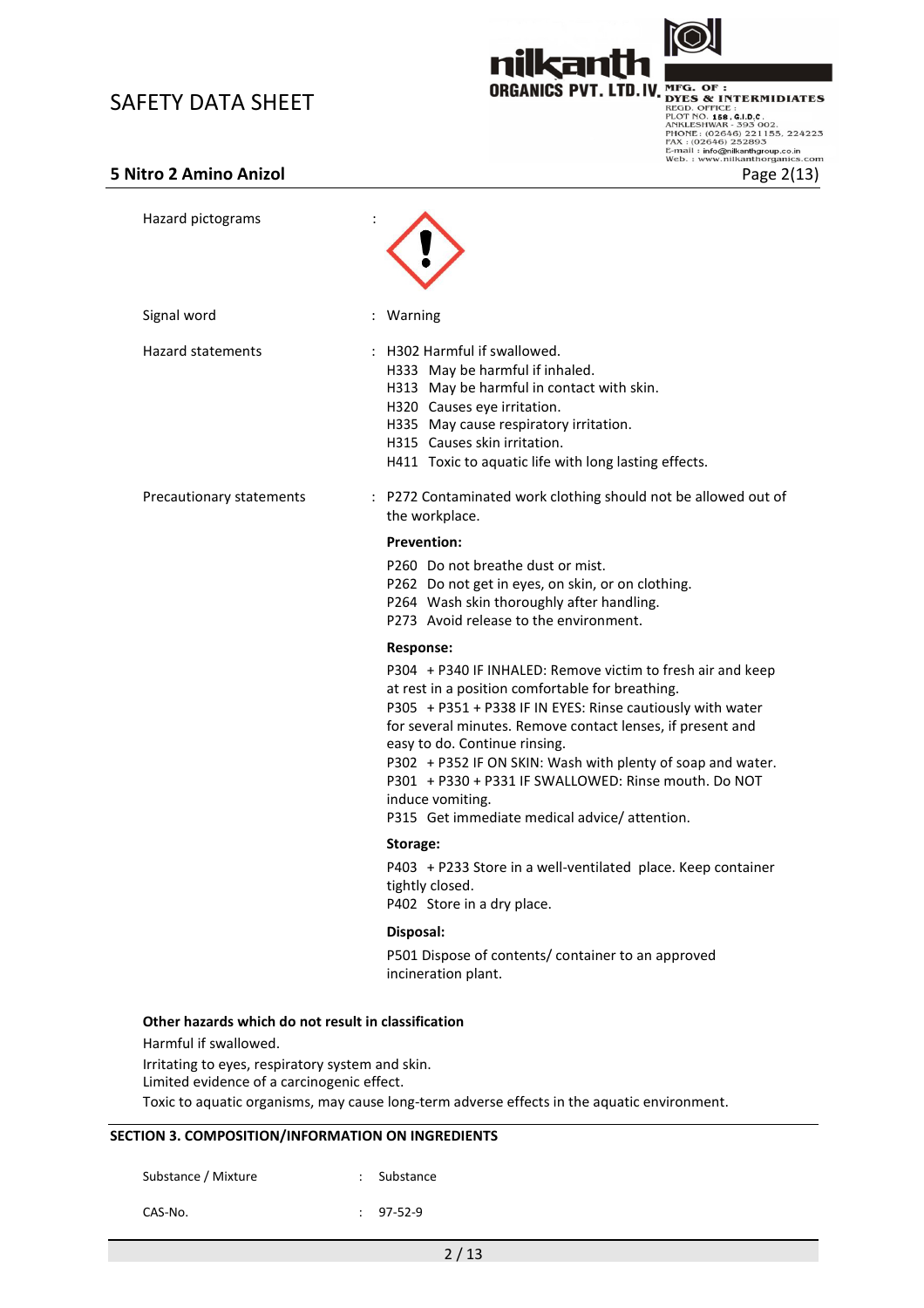| | | |
|---|---|---|
| Hazard pictograms | : | |
| Signal word | : | Warning |
| Hazard statements | : | H302 Harmful if swallowed.<br>H333 May be harmful if inhaled.<br>H313 May be harmful in contact with skin.<br>H320 Causes eye irritation.<br>H335 May cause respiratory irritation.<br>H315 Causes skin irritation.<br>H411 Toxic to aquatic life with long lasting effects. |
| Precautionary statements | : | P272 Contaminated work clothing should not be allowed out of the workplace. |

**Prevention:**

P260 Do not breathe dust or mist.
P262 Do not get in eyes, on skin, or on clothing.
P264 Wash skin thoroughly after handling.
P273 Avoid release to the environment.

**Response:**

P304 + P340 IF INHALED: Remove victim to fresh air and keep at rest in a position comfortable for breathing.
P305 + P351 + P338 IF IN EYES: Rinse cautiously with water for several minutes. Remove contact lenses, if present and easy to do. Continue rinsing.
P302 + P352 IF ON SKIN: Wash with plenty of soap and water.
P301 + P330 + P331 IF SWALLOWED: Rinse mouth. Do NOT induce vomiting.
P315 Get immediate medical advice/ attention.

**Storage:**

P403 + P233 Store in a well-ventilated place. Keep container tightly closed.
P402 Store in a dry place.

**Disposal:**

P501 Dispose of contents/ container to an approved incineration plant.

**Other hazards which do not result in classification**

Harmful if swallowed.
Irritating to eyes, respiratory system and skin.
Limited evidence of a carcinogenic effect.
Toxic to aquatic organisms, may cause long-term adverse effects in the aquatic environment.

## SECTION 3. COMPOSITION/INFORMATION ON INGREDIENTS

| | | |
|---|---|---|
| Substance / Mixture | : | Substance |
| CAS-No. | : | 97-52-9 |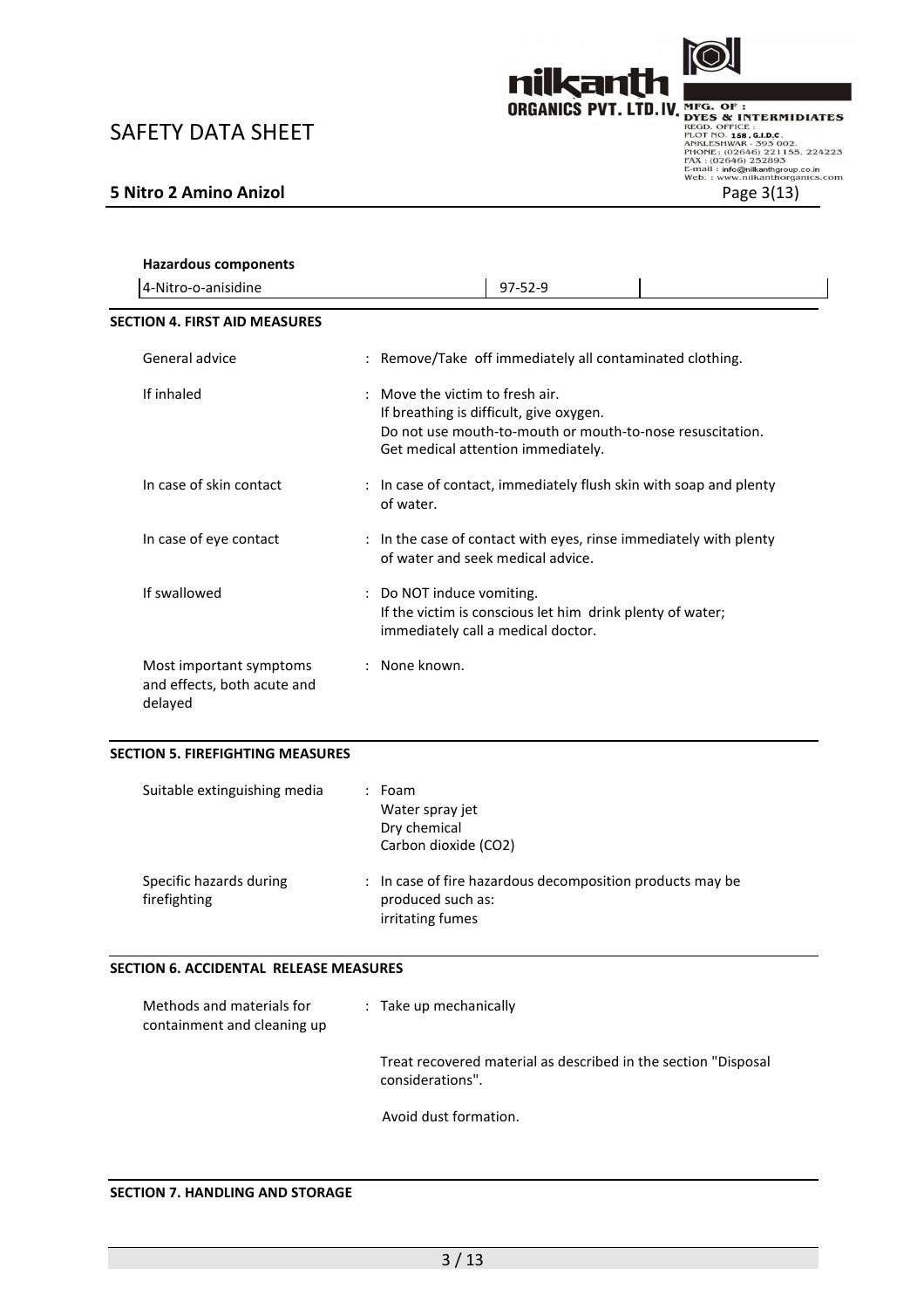**Hazardous components**

| 4-Nitro-o-anisidine | 97-52-9 | |
|---|---|---|

## SECTION 4. FIRST AID MEASURES

| | |
|---|---|
| General advice | : Remove/Take off immediately all contaminated clothing. |
| If inhaled | : Move the victim to fresh air.<br>If breathing is difficult, give oxygen.<br>Do not use mouth-to-mouth or mouth-to-nose resuscitation.<br>Get medical attention immediately. |
| In case of skin contact | : In case of contact, immediately flush skin with soap and plenty of water. |
| In case of eye contact | : In the case of contact with eyes, rinse immediately with plenty of water and seek medical advice. |
| If swallowed | : Do NOT induce vomiting.<br>If the victim is conscious let him drink plenty of water;<br>immediately call a medical doctor. |
| Most important symptoms and effects, both acute and delayed | : None known. |

## SECTION 5. FIREFIGHTING MEASURES

| | |
|---|---|
| Suitable extinguishing media | : Foam<br>Water spray jet<br>Dry chemical<br>Carbon dioxide ($CO_2$) |
| Specific hazards during firefighting | : In case of fire hazardous decomposition products may be produced such as:<br>irritating fumes |

## SECTION 6. ACCIDENTAL RELEASE MEASURES

| | |
|---|---|
| Methods and materials for containment and cleaning up | : Take up mechanically<br><br>Treat recovered material as described in the section "Disposal considerations".<br><br>Avoid dust formation. |

## SECTION 7. HANDLING AND STORAGE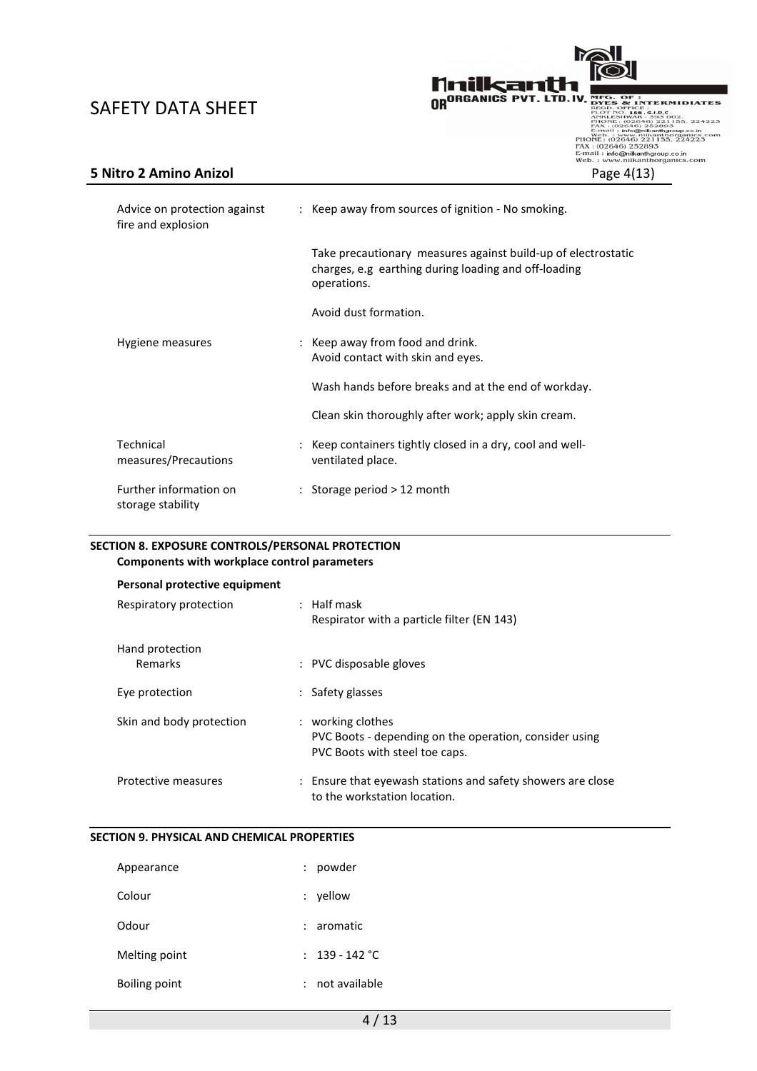| | |
|---|---|
| Advice on protection against fire and explosion | : Keep away from sources of ignition - No smoking. |
| | Take precautionary measures against build-up of electrostatic charges, e.g earthing during loading and off-loading operations. |
| | Avoid dust formation. |
| Hygiene measures | : Keep away from food and drink. Avoid contact with skin and eyes. |
| | Wash hands before breaks and at the end of workday. |
| | Clean skin thoroughly after work; apply skin cream. |
| Technical measures/Precautions | : Keep containers tightly closed in a dry, cool and well-ventilated place. |
| Further information on storage stability | : Storage period > 12 month |

## SECTION 8. EXPOSURE CONTROLS/PERSONAL PROTECTION

**Components with workplace control parameters**

**Personal protective equipment**

| | |
|---|---|
| Respiratory protection | : Half mask<br>Respirator with a particle filter (EN 143) |
| Hand protection<br>Remarks | : PVC disposable gloves |
| Eye protection | : Safety glasses |
| Skin and body protection | : working clothes<br>PVC Boots - depending on the operation, consider using PVC Boots with steel toe caps. |
| Protective measures | : Ensure that eyewash stations and safety showers are close to the workstation location. |

## SECTION 9. PHYSICAL AND CHEMICAL PROPERTIES

| | |
|---|---|
| Appearance | : powder |
| Colour | : yellow |
| Odour | : aromatic |
| Melting point | : 139 - 142 °C |
| Boiling point | : not available |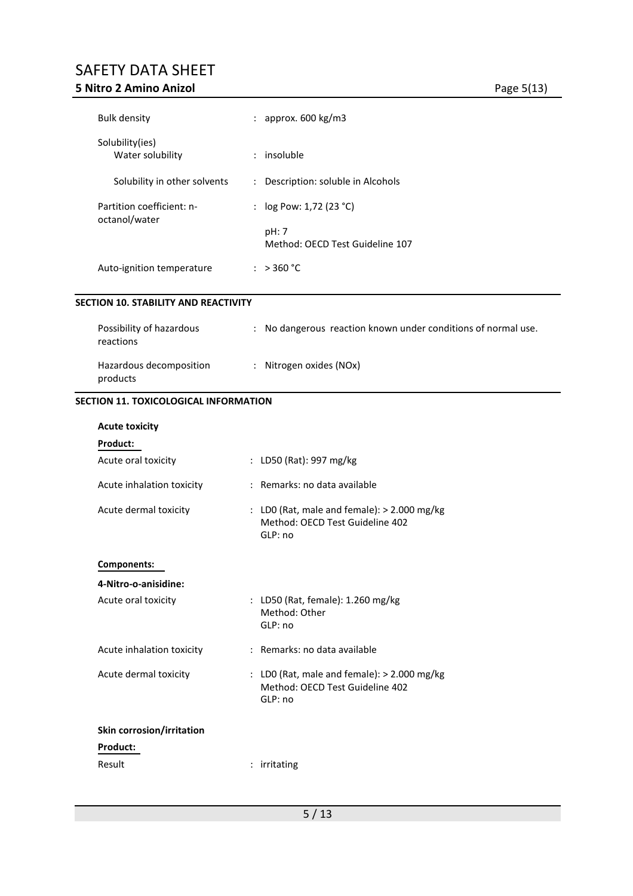| | |
|---|---|
| Bulk density | : approx. 600 kg/m3 |
| Solubility(ies) | |
| Water solubility | : insoluble |
| Solubility in other solvents | : Description: soluble in Alcohols |
| Partition coefficient: n-octanol/water | : log Pow: 1,72 (23 °C)<br>pH: 7<br>Method: OECD Test Guideline 107 |
| Auto-ignition temperature | : > 360 °C |

## SECTION 10. STABILITY AND REACTIVITY

| | |
|---|---|
| Possibility of hazardous reactions | : No dangerous reaction known under conditions of normal use. |
| Hazardous decomposition products | : Nitrogen oxides (NOx) |

## SECTION 11. TOXICOLOGICAL INFORMATION

**Acute toxicity**

**Product:**

| | |
|---|---|
| Acute oral toxicity | : LD50 (Rat): 997 mg/kg |
| Acute inhalation toxicity | : Remarks: no data available |
| Acute dermal toxicity | : LD0 (Rat, male and female): > 2.000 mg/kg<br>Method: OECD Test Guideline 402<br>GLP: no |

**Components:**

**4-Nitro-o-anisidine:**

| | |
|---|---|
| Acute oral toxicity | : LD50 (Rat, female): 1.260 mg/kg<br>Method: Other<br>GLP: no |
| Acute inhalation toxicity | : Remarks: no data available |
| Acute dermal toxicity | : LD0 (Rat, male and female): > 2.000 mg/kg<br>Method: OECD Test Guideline 402<br>GLP: no |

**Skin corrosion/irritation**

**Product:**

| | |
|---|---|
| Result | : irritating |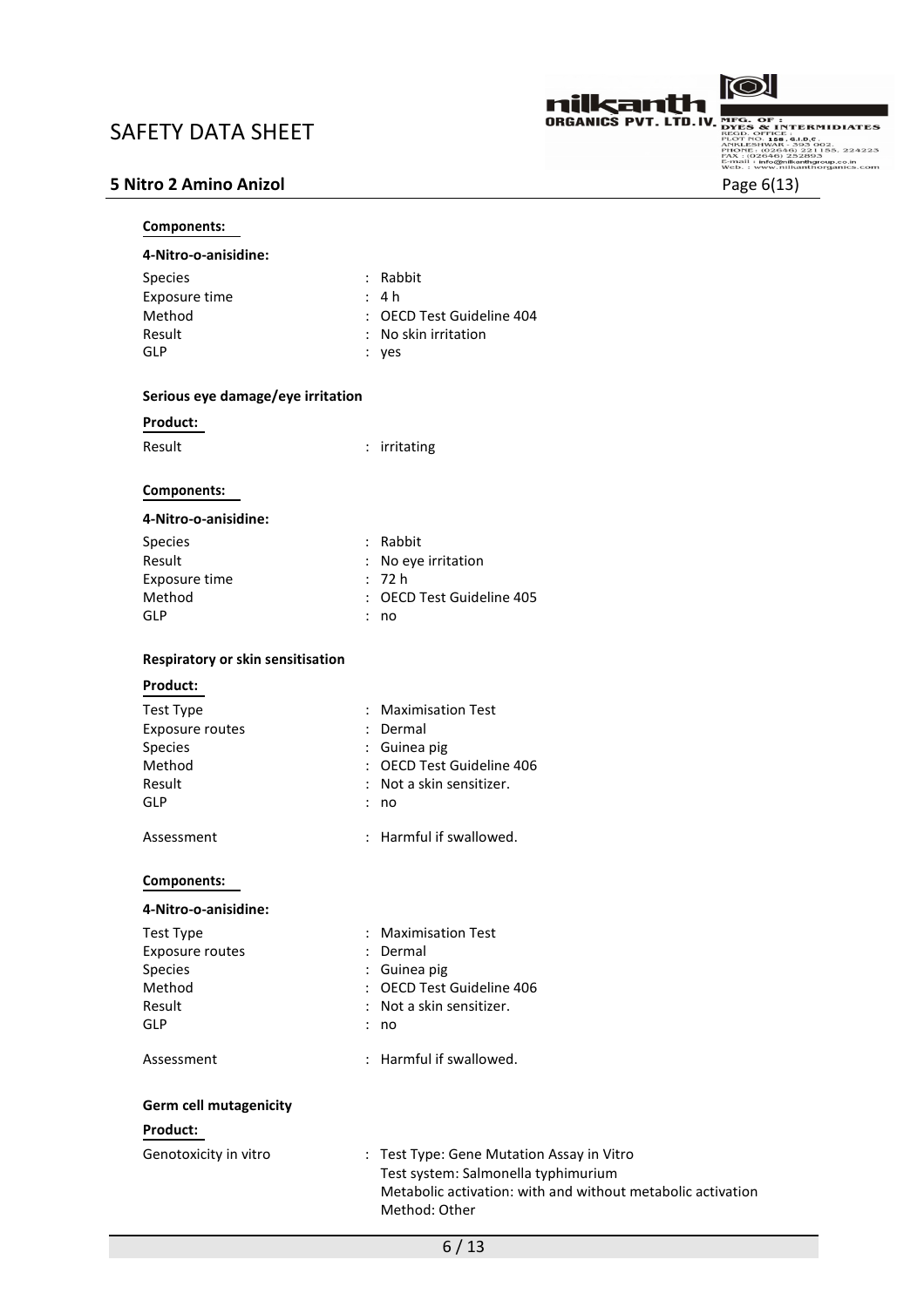**Components:**

**4-Nitro-o-anisidine:**

| | |
|---|---|
| Species | : Rabbit |
| Exposure time | : 4 h |
| Method | : OECD Test Guideline 404 |
| Result | : No skin irritation |
| GLP | : yes |

**Serious eye damage/eye irritation**

**Product:**

| | |
|---|---|
| Result | : irritating |

**Components:**

**4-Nitro-o-anisidine:**

| | |
|---|---|
| Species | : Rabbit |
| Result | : No eye irritation |
| Exposure time | : 72 h |
| Method | : OECD Test Guideline 405 |
| GLP | : no |

**Respiratory or skin sensitisation**

**Product:**

| | |
|---|---|
| Test Type | : Maximisation Test |
| Exposure routes | : Dermal |
| Species | : Guinea pig |
| Method | : OECD Test Guideline 406 |
| Result | : Not a skin sensitizer. |
| GLP | : no |
| Assessment | : Harmful if swallowed. |

**Components:**

**4-Nitro-o-anisidine:**

| | |
|---|---|
| Test Type | : Maximisation Test |
| Exposure routes | : Dermal |
| Species | : Guinea pig |
| Method | : OECD Test Guideline 406 |
| Result | : Not a skin sensitizer. |
| GLP | : no |
| Assessment | : Harmful if swallowed. |

**Germ cell mutagenicity**

**Product:**

Genotoxicity in vitro : Test Type: Gene Mutation Assay in Vitro
Test system: Salmonella typhimurium
Metabolic activation: with and without metabolic activation
Method: Other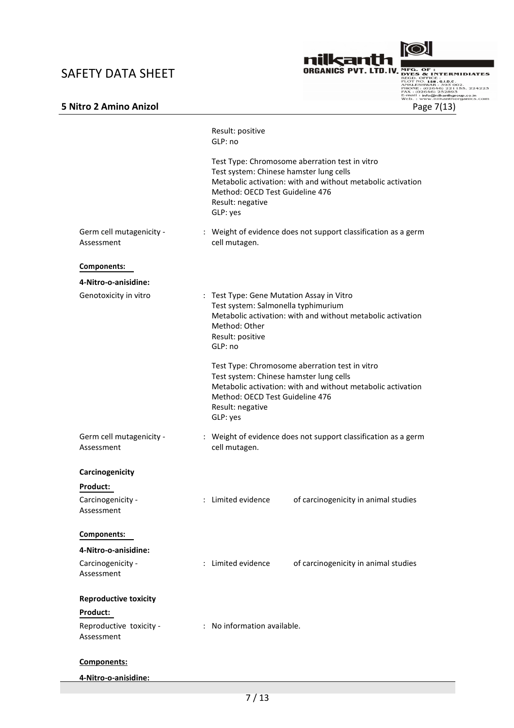Result: positive
GLP: no

Test Type: Chromosome aberration test in vitro
Test system: Chinese hamster lung cells
Metabolic activation: with and without metabolic activation
Method: OECD Test Guideline 476
Result: negative
GLP: yes

Germ cell mutagenicity - Assessment : Weight of evidence does not support classification as a germ cell mutagen.

**Components:**

**4-Nitro-o-anisidine:**

Genotoxicity in vitro : Test Type: Gene Mutation Assay in Vitro
Test system: Salmonella typhimurium
Metabolic activation: with and without metabolic activation
Method: Other
Result: positive
GLP: no

Test Type: Chromosome aberration test in vitro
Test system: Chinese hamster lung cells
Metabolic activation: with and without metabolic activation
Method: OECD Test Guideline 476
Result: negative
GLP: yes

Germ cell mutagenicity - Assessment : Weight of evidence does not support classification as a germ cell mutagen.

**Carcinogenicity**

**Product:**

Carcinogenicity - Assessment : Limited evidence of carcinogenicity in animal studies

**Components:**

**4-Nitro-o-anisidine:**

Carcinogenicity - Assessment : Limited evidence of carcinogenicity in animal studies

**Reproductive toxicity**

**Product:**

Reproductive toxicity - Assessment : No information available.

**Components:**

**4-Nitro-o-anisidine:**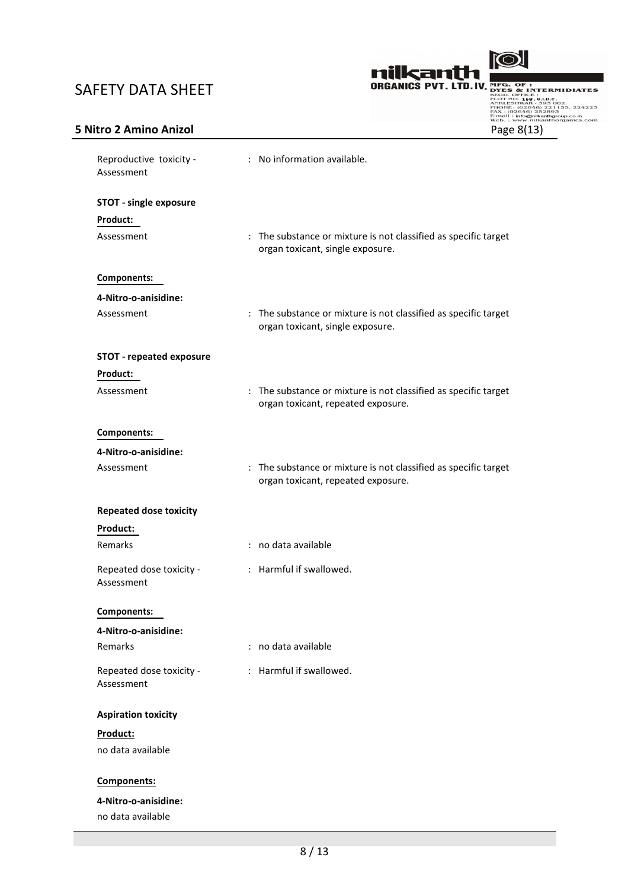| | |
|---|---|
| Reproductive toxicity - Assessment | : No information available. |

**STOT - single exposure**

**Product:**

| | |
|---|---|
| Assessment | : The substance or mixture is not classified as specific target organ toxicant, single exposure. |

**Components:**

**4-Nitro-o-anisidine:**

| | |
|---|---|
| Assessment | : The substance or mixture is not classified as specific target organ toxicant, single exposure. |

**STOT - repeated exposure**

**Product:**

| | |
|---|---|
| Assessment | : The substance or mixture is not classified as specific target organ toxicant, repeated exposure. |

**Components:**

**4-Nitro-o-anisidine:**

| | |
|---|---|
| Assessment | : The substance or mixture is not classified as specific target organ toxicant, repeated exposure. |

**Repeated dose toxicity**

**Product:**

| | |
|---|---|
| Remarks | : no data available |
| Repeated dose toxicity - Assessment | : Harmful if swallowed. |

**Components:**

**4-Nitro-o-anisidine:**

| | |
|---|---|
| Remarks | : no data available |
| Repeated dose toxicity - Assessment | : Harmful if swallowed. |

**Aspiration toxicity**

**Product:**

no data available

**Components:**

**4-Nitro-o-anisidine:**

no data available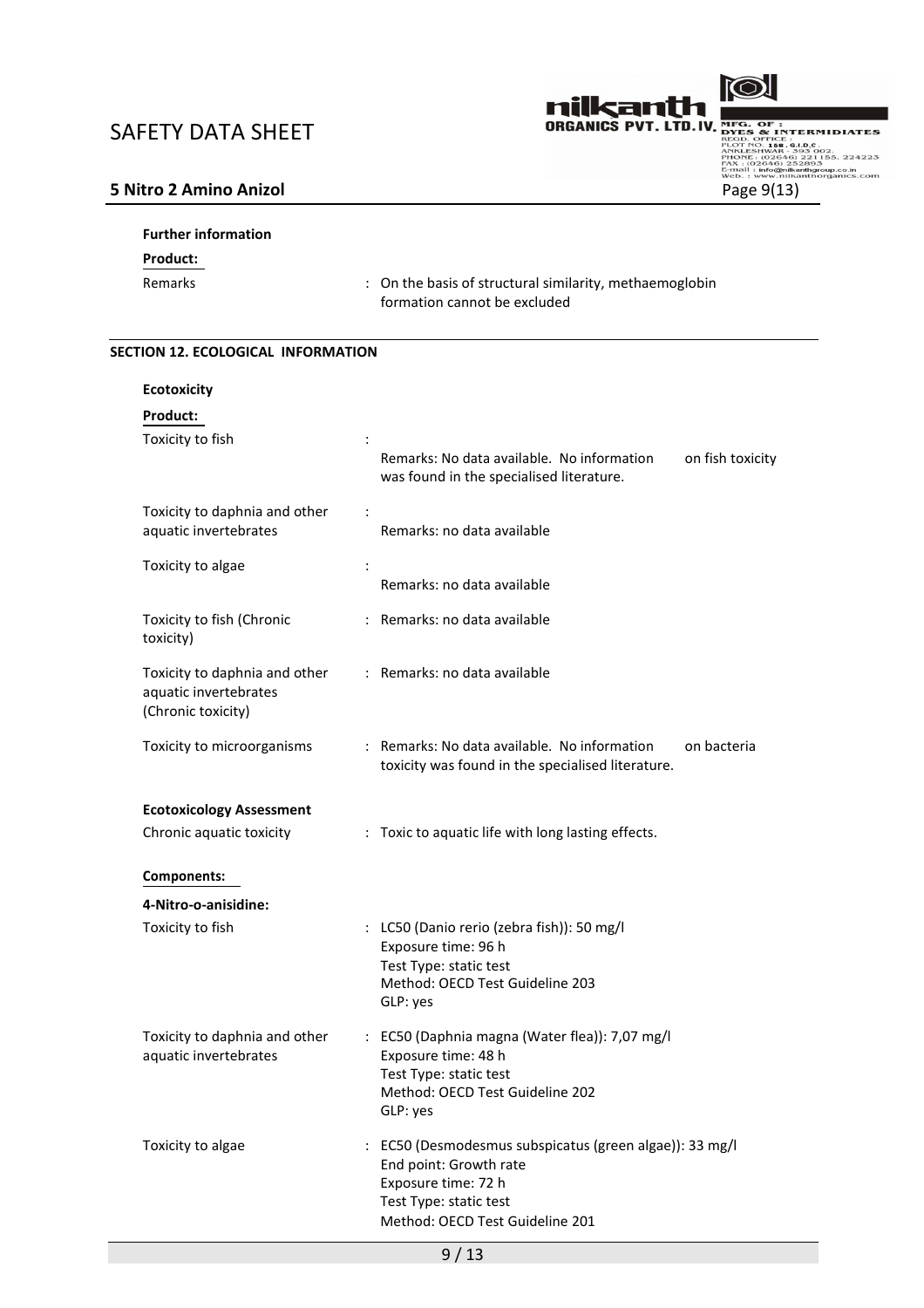**Further information**

**Product:**

Remarks : On the basis of structural similarity, methaemoglobin formation cannot be excluded

## SECTION 12. ECOLOGICAL INFORMATION

**Ecotoxicity**

**Product:**

Toxicity to fish : Remarks: No data available. No information on fish toxicity was found in the specialised literature.

Toxicity to daphnia and other aquatic invertebrates : Remarks: no data available

Toxicity to algae : Remarks: no data available

Toxicity to fish (Chronic toxicity) : Remarks: no data available

Toxicity to daphnia and other aquatic invertebrates (Chronic toxicity) : Remarks: no data available

Toxicity to microorganisms : Remarks: No data available. No information on bacteria toxicity was found in the specialised literature.

**Ecotoxicology Assessment**

Chronic aquatic toxicity : Toxic to aquatic life with long lasting effects.

**Components:**

**4-Nitro-o-anisidine:**

Toxicity to fish : LC50 (Danio rerio (zebra fish)): 50 mg/l
Exposure time: 96 h
Test Type: static test
Method: OECD Test Guideline 203
GLP: yes

Toxicity to daphnia and other aquatic invertebrates : EC50 (Daphnia magna (Water flea)): 7,07 mg/l
Exposure time: 48 h
Test Type: static test
Method: OECD Test Guideline 202
GLP: yes

Toxicity to algae : EC50 (Desmodesmus subspicatus (green algae)): 33 mg/l
End point: Growth rate
Exposure time: 72 h
Test Type: static test
Method: OECD Test Guideline 201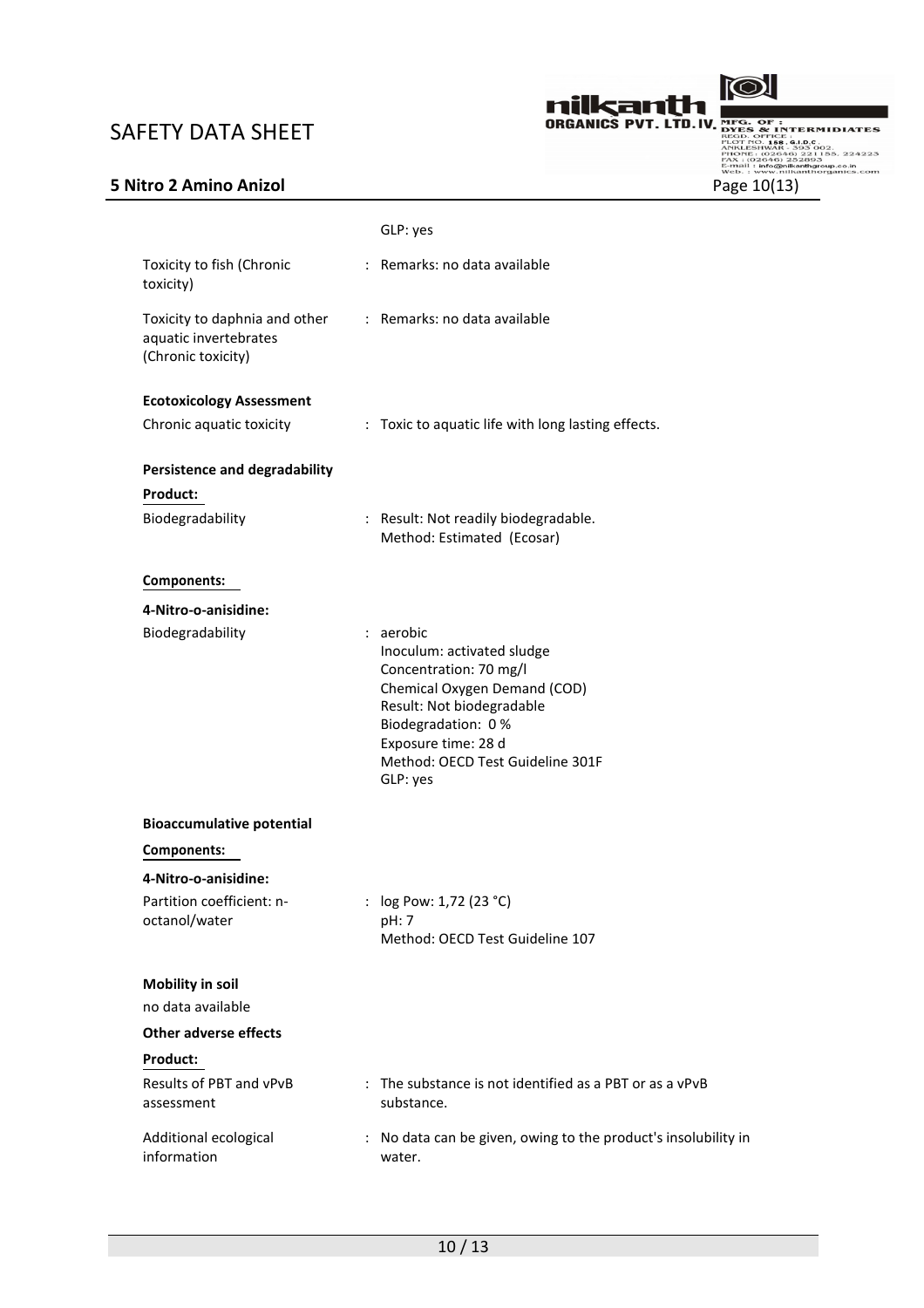GLP: yes

Toxicity to fish (Chronic toxicity) : Remarks: no data available

Toxicity to daphnia and other aquatic invertebrates (Chronic toxicity) : Remarks: no data available

**Ecotoxicology Assessment**

Chronic aquatic toxicity : Toxic to aquatic life with long lasting effects.

**Persistence and degradability**

**Product:**

Biodegradability : Result: Not readily biodegradable.
Method: Estimated (Ecosar)

**Components:**

**4-Nitro-o-anisidine:**

Biodegradability : aerobic
Inoculum: activated sludge
Concentration: 70 mg/l
Chemical Oxygen Demand (COD)
Result: Not biodegradable
Biodegradation: 0 %
Exposure time: 28 d
Method: OECD Test Guideline 301F
GLP: yes

**Bioaccumulative potential**

**Components:**

**4-Nitro-o-anisidine:**

Partition coefficient: n-octanol/water : log Pow: 1,72 (23 °C)
pH: 7
Method: OECD Test Guideline 107

**Mobility in soil**

no data available

**Other adverse effects**

**Product:**

Results of PBT and vPvB assessment : The substance is not identified as a PBT or as a vPvB substance.

Additional ecological information : No data can be given, owing to the product's insolubility in water.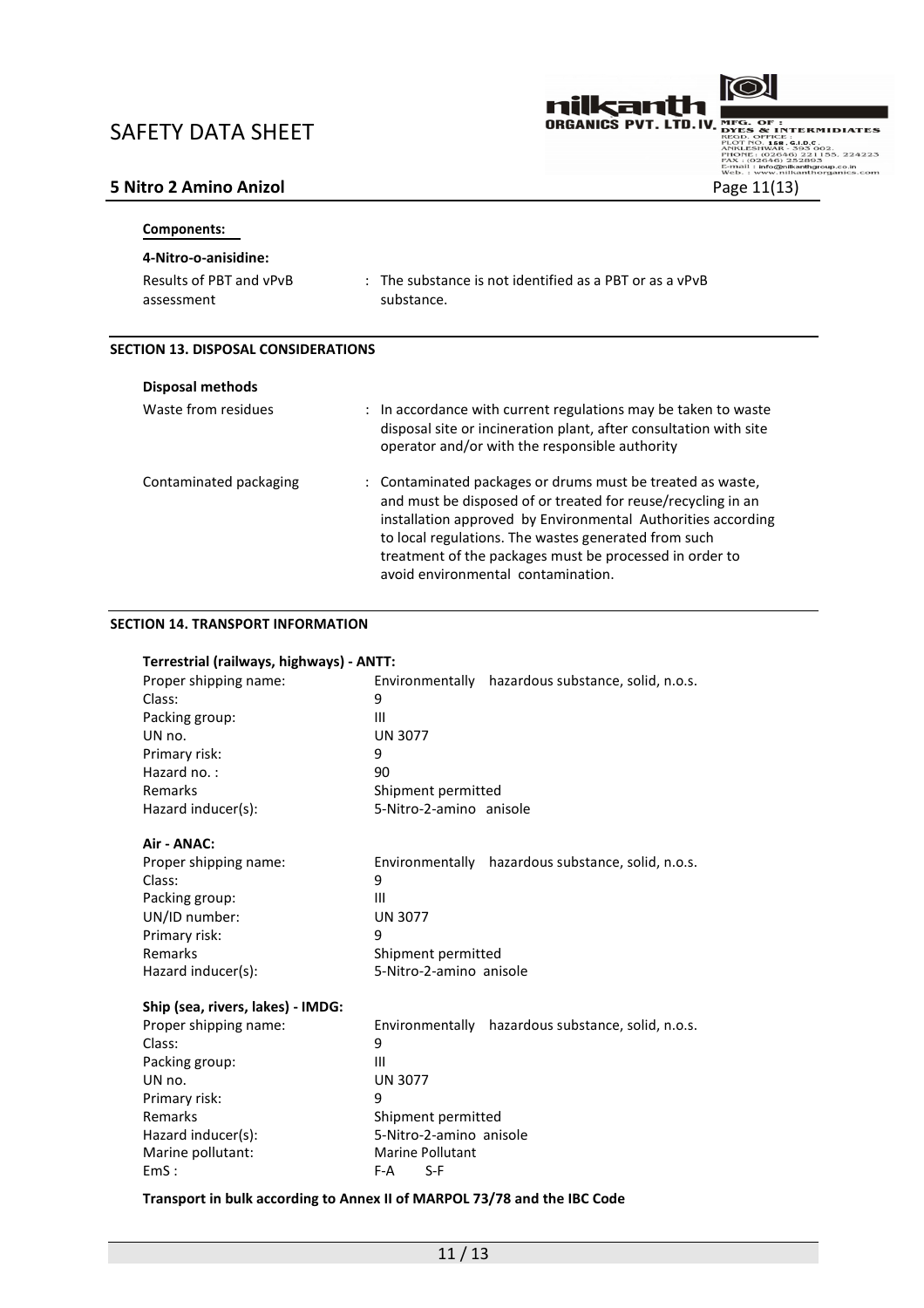**Components:**

**4-Nitro-o-anisidine:**

| | |
|---|---|
| Results of PBT and vPvB assessment | : The substance is not identified as a PBT or as a vPvB substance. |

## SECTION 13. DISPOSAL CONSIDERATIONS

**Disposal methods**

| | |
|---|---|
| Waste from residues | : In accordance with current regulations may be taken to waste disposal site or incineration plant, after consultation with site operator and/or with the responsible authority |
| Contaminated packaging | : Contaminated packages or drums must be treated as waste, and must be disposed of or treated for reuse/recycling in an installation approved by Environmental Authorities according to local regulations. The wastes generated from such treatment of the packages must be processed in order to avoid environmental contamination. |

## SECTION 14. TRANSPORT INFORMATION

**Terrestrial (railways, highways) - ANTT:**

| | |
|---|---|
| Proper shipping name: | Environmentally hazardous substance, solid, n.o.s. |
| Class: | 9 |
| Packing group: | III |
| UN no. | UN 3077 |
| Primary risk: | 9 |
| Hazard no. : | 90 |
| Remarks | Shipment permitted |
| Hazard inducer(s): | 5-Nitro-2-amino anisole |

**Air - ANAC:**

| | |
|---|---|
| Proper shipping name: | Environmentally hazardous substance, solid, n.o.s. |
| Class: | 9 |
| Packing group: | III |
| UN/ID number: | UN 3077 |
| Primary risk: | 9 |
| Remarks | Shipment permitted |
| Hazard inducer(s): | 5-Nitro-2-amino anisole |

**Ship (sea, rivers, lakes) - IMDG:**

| | |
|---|---|
| Proper shipping name: | Environmentally hazardous substance, solid, n.o.s. |
| Class: | 9 |
| Packing group: | III |
| UN no. | UN 3077 |
| Primary risk: | 9 |
| Remarks | Shipment permitted |
| Hazard inducer(s): | 5-Nitro-2-amino anisole |
| Marine pollutant: | Marine Pollutant |
| EmS : | F-A S-F |

**Transport in bulk according to Annex II of MARPOL 73/78 and the IBC Code**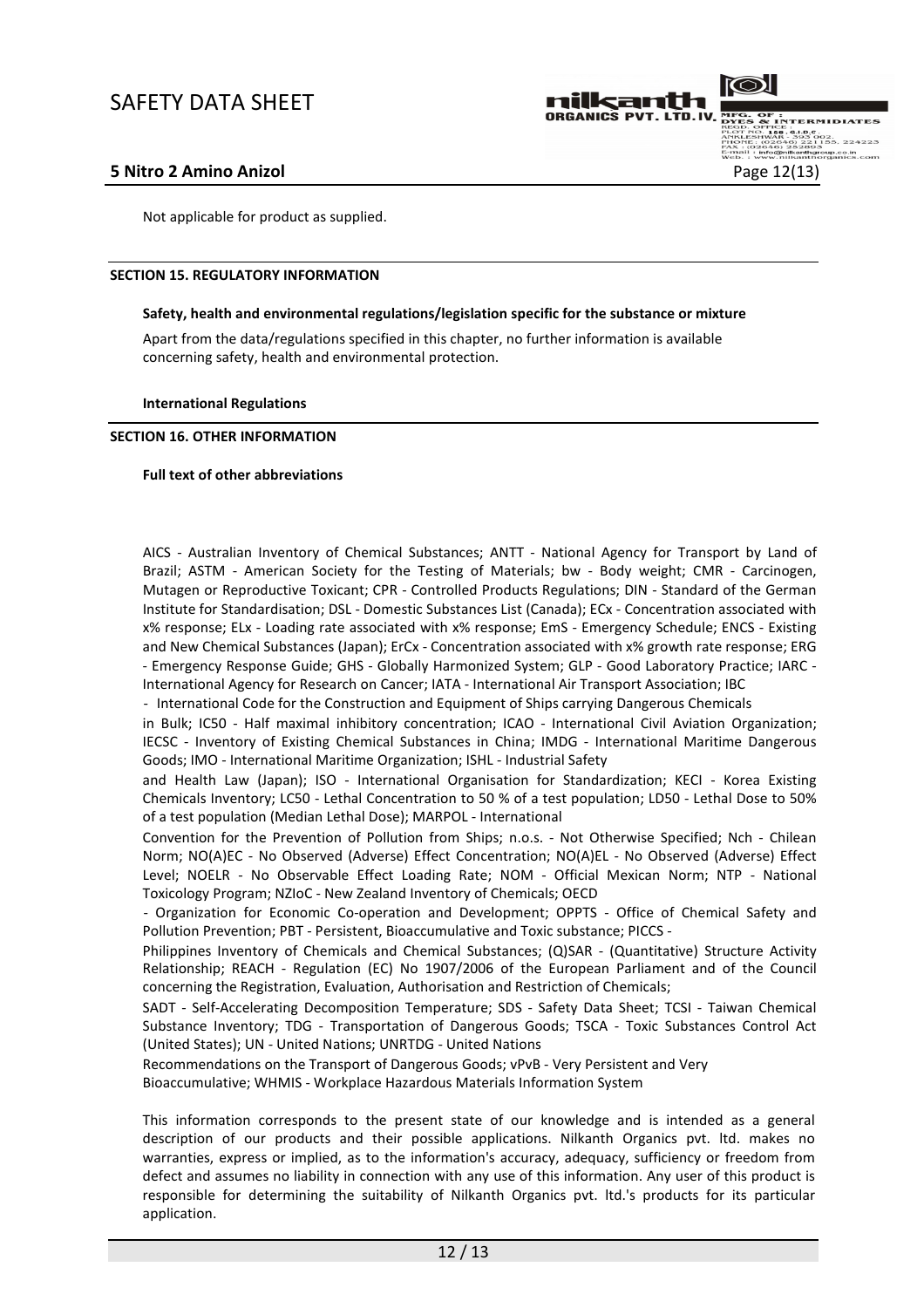Not applicable for product as supplied.

## SECTION 15. REGULATORY INFORMATION

**Safety, health and environmental regulations/legislation specific for the substance or mixture**

Apart from the data/regulations specified in this chapter, no further information is available concerning safety, health and environmental protection.

**International Regulations**

## SECTION 16. OTHER INFORMATION

**Full text of other abbreviations**

AICS - Australian Inventory of Chemical Substances; ANTT - National Agency for Transport by Land of Brazil; ASTM - American Society for the Testing of Materials; bw - Body weight; CMR - Carcinogen, Mutagen or Reproductive Toxicant; CPR - Controlled Products Regulations; DIN - Standard of the German Institute for Standardisation; DSL - Domestic Substances List (Canada); ECx - Concentration associated with x% response; ELx - Loading rate associated with x% response; EmS - Emergency Schedule; ENCS - Existing and New Chemical Substances (Japan); ErCx - Concentration associated with x% growth rate response; ERG - Emergency Response Guide; GHS - Globally Harmonized System; GLP - Good Laboratory Practice; IARC - International Agency for Research on Cancer; IATA - International Air Transport Association; IBC - International Code for the Construction and Equipment of Ships carrying Dangerous Chemicals in Bulk; IC50 - Half maximal inhibitory concentration; ICAO - International Civil Aviation Organization; IECSC - Inventory of Existing Chemical Substances in China; IMDG - International Maritime Dangerous Goods; IMO - International Maritime Organization; ISHL - Industrial Safety and Health Law (Japan); ISO - International Organisation for Standardization; KECI - Korea Existing Chemicals Inventory; LC50 - Lethal Concentration to 50 % of a test population; LD50 - Lethal Dose to 50% of a test population (Median Lethal Dose); MARPOL - International Convention for the Prevention of Pollution from Ships; n.o.s. - Not Otherwise Specified; Nch - Chilean Norm; NO(A)EC - No Observed (Adverse) Effect Concentration; NO(A)EL - No Observed (Adverse) Effect Level; NOELR - No Observable Effect Loading Rate; NOM - Official Mexican Norm; NTP - National Toxicology Program; NZIoC - New Zealand Inventory of Chemicals; OECD - Organization for Economic Co-operation and Development; OPPTS - Office of Chemical Safety and Pollution Prevention; PBT - Persistent, Bioaccumulative and Toxic substance; PICCS - Philippines Inventory of Chemicals and Chemical Substances; (Q)SAR - (Quantitative) Structure Activity Relationship; REACH - Regulation (EC) No 1907/2006 of the European Parliament and of the Council concerning the Registration, Evaluation, Authorisation and Restriction of Chemicals; SADT - Self-Accelerating Decomposition Temperature; SDS - Safety Data Sheet; TCSI - Taiwan Chemical Substance Inventory; TDG - Transportation of Dangerous Goods; TSCA - Toxic Substances Control Act (United States); UN - United Nations; UNRTDG - United Nations Recommendations on the Transport of Dangerous Goods; vPvB - Very Persistent and Very Bioaccumulative; WHMIS - Workplace Hazardous Materials Information System

This information corresponds to the present state of our knowledge and is intended as a general description of our products and their possible applications. Nilkanth Organics pvt. ltd. makes no warranties, express or implied, as to the information's accuracy, adequacy, sufficiency or freedom from defect and assumes no liability in connection with any use of this information. Any user of this product is responsible for determining the suitability of Nilkanth Organics pvt. ltd.'s products for its particular application.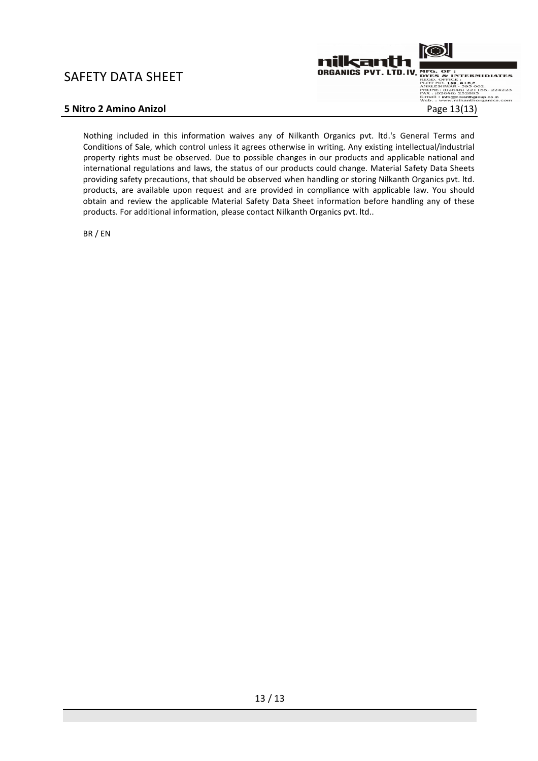Nothing included in this information waives any of Nilkanth Organics pvt. ltd.'s General Terms and Conditions of Sale, which control unless it agrees otherwise in writing. Any existing intellectual/industrial property rights must be observed. Due to possible changes in our products and applicable national and international regulations and laws, the status of our products could change. Material Safety Data Sheets providing safety precautions, that should be observed when handling or storing Nilkanth Organics pvt. ltd. products, are available upon request and are provided in compliance with applicable law. You should obtain and review the applicable Material Safety Data Sheet information before handling any of these products. For additional information, please contact Nilkanth Organics pvt. ltd..

BR / EN